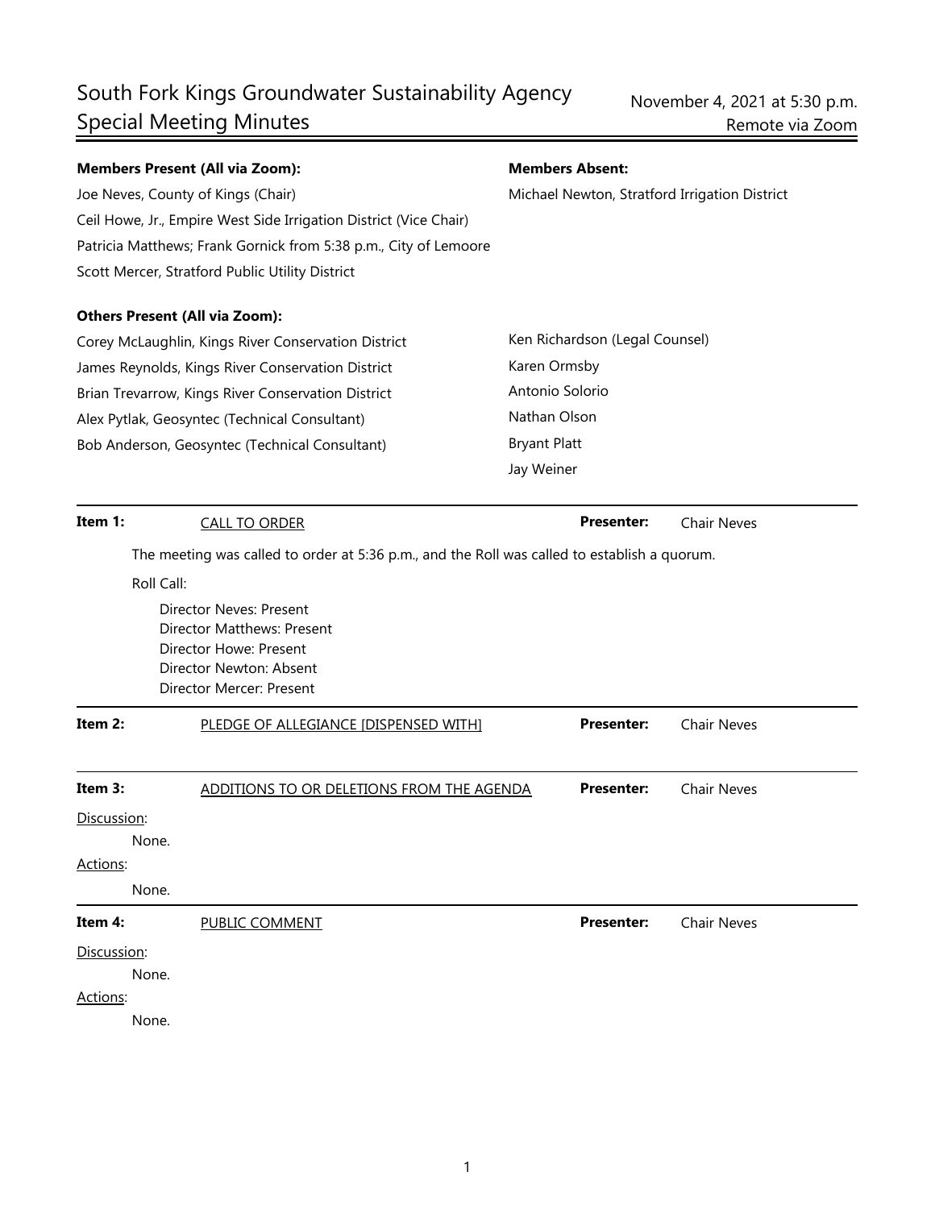# South Fork Kings Groundwater Sustainability Agency Special Meeting Minutes

November 4, 2021 at 5:30 p.m.
Remote via Zoom

**Members Present (All via Zoom):**

Joe Neves, County of Kings (Chair)
Ceil Howe, Jr., Empire West Side Irrigation District (Vice Chair)
Patricia Matthews; Frank Gornick from 5:38 p.m., City of Lemoore
Scott Mercer, Stratford Public Utility District

**Members Absent:**

Michael Newton, Stratford Irrigation District

**Others Present (All via Zoom):**

Corey McLaughlin, Kings River Conservation District
James Reynolds, Kings River Conservation District
Brian Trevarrow, Kings River Conservation District
Alex Pytlak, Geosyntec (Technical Consultant)
Bob Anderson, Geosyntec (Technical Consultant)
Ken Richardson (Legal Counsel)
Karen Ormsby
Antonio Solorio
Nathan Olson
Bryant Platt
Jay Weiner

---

**Item 1:** CALL TO ORDER — **Presenter:** Chair Neves

The meeting was called to order at 5:36 p.m., and the Roll was called to establish a quorum.

Roll Call:

Director Neves: Present
Director Matthews: Present
Director Howe: Present
Director Newton: Absent
Director Mercer: Present

---

**Item 2:** PLEDGE OF ALLEGIANCE [DISPENSED WITH] — **Presenter:** Chair Neves

---

**Item 3:** ADDITIONS TO OR DELETIONS FROM THE AGENDA — **Presenter:** Chair Neves

Discussion:

None.

Actions:

None.

---

**Item 4:** PUBLIC COMMENT — **Presenter:** Chair Neves

Discussion:

None.

Actions:

None.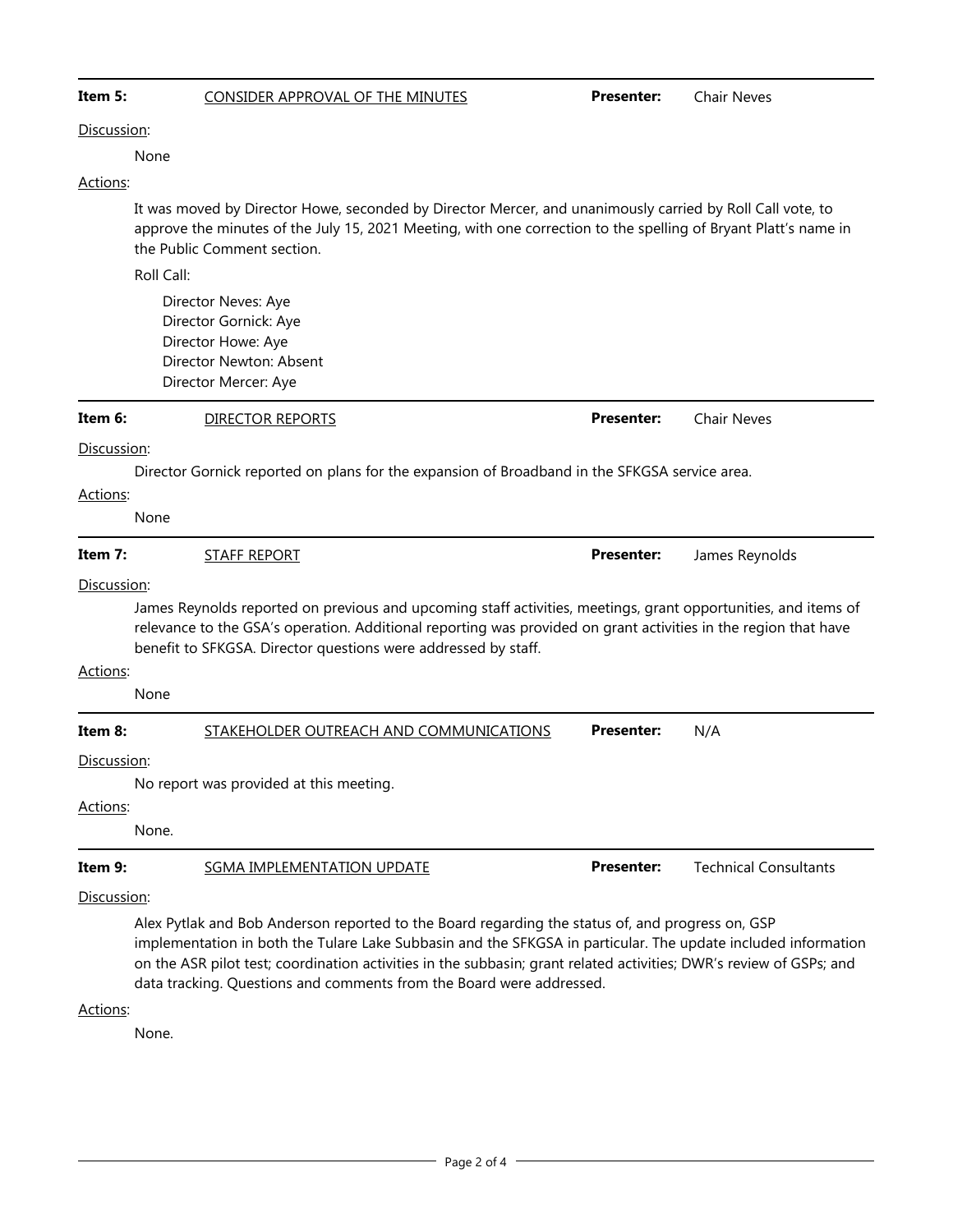**Item 5:** CONSIDER APPROVAL OF THE MINUTES **Presenter:** Chair Neves

Discussion:

None

Actions:

It was moved by Director Howe, seconded by Director Mercer, and unanimously carried by Roll Call vote, to approve the minutes of the July 15, 2021 Meeting, with one correction to the spelling of Bryant Platt's name in the Public Comment section.

Roll Call:

Director Neves: Aye
Director Gornick: Aye
Director Howe: Aye
Director Newton: Absent
Director Mercer: Aye

---

**Item 6:** DIRECTOR REPORTS **Presenter:** Chair Neves

Discussion:

Director Gornick reported on plans for the expansion of Broadband in the SFKGSA service area.

Actions:

None

---

**Item 7:** STAFF REPORT **Presenter:** James Reynolds

Discussion:

James Reynolds reported on previous and upcoming staff activities, meetings, grant opportunities, and items of relevance to the GSA's operation. Additional reporting was provided on grant activities in the region that have benefit to SFKGSA. Director questions were addressed by staff.

Actions:

None

---

**Item 8:** STAKEHOLDER OUTREACH AND COMMUNICATIONS **Presenter:** N/A

Discussion:

No report was provided at this meeting.

Actions:

None.

---

**Item 9:** SGMA IMPLEMENTATION UPDATE **Presenter:** Technical Consultants

Discussion:

Alex Pytlak and Bob Anderson reported to the Board regarding the status of, and progress on, GSP implementation in both the Tulare Lake Subbasin and the SFKGSA in particular. The update included information on the ASR pilot test; coordination activities in the subbasin; grant related activities; DWR's review of GSPs; and data tracking. Questions and comments from the Board were addressed.

Actions:

None.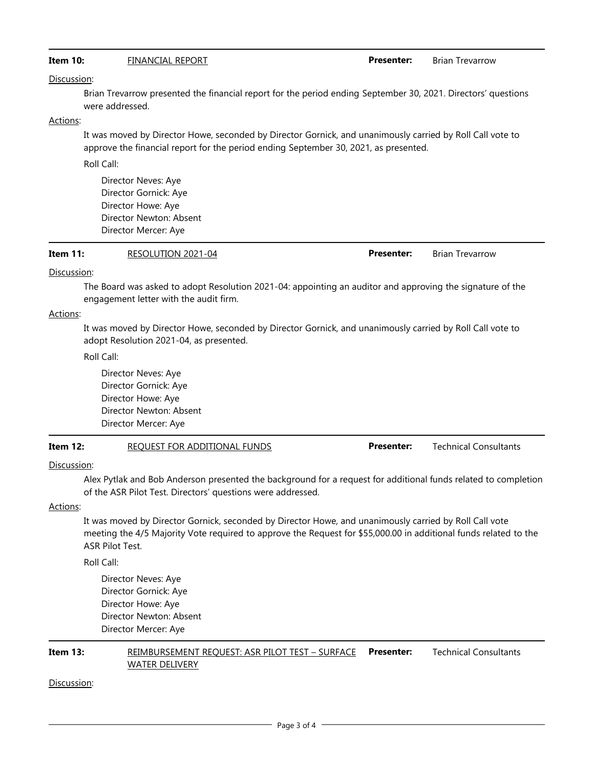**Item 10:** FINANCIAL REPORT **Presenter:** Brian Trevarrow

Discussion:

Brian Trevarrow presented the financial report for the period ending September 30, 2021. Directors' questions were addressed.

Actions:

It was moved by Director Howe, seconded by Director Gornick, and unanimously carried by Roll Call vote to approve the financial report for the period ending September 30, 2021, as presented.

Roll Call:

Director Neves: Aye
Director Gornick: Aye
Director Howe: Aye
Director Newton: Absent
Director Mercer: Aye

---

**Item 11:** RESOLUTION 2021-04 **Presenter:** Brian Trevarrow

Discussion:

The Board was asked to adopt Resolution 2021-04: appointing an auditor and approving the signature of the engagement letter with the audit firm.

Actions:

It was moved by Director Howe, seconded by Director Gornick, and unanimously carried by Roll Call vote to adopt Resolution 2021-04, as presented.

Roll Call:

Director Neves: Aye
Director Gornick: Aye
Director Howe: Aye
Director Newton: Absent
Director Mercer: Aye

---

**Item 12:** REQUEST FOR ADDITIONAL FUNDS **Presenter:** Technical Consultants

Discussion:

Alex Pytlak and Bob Anderson presented the background for a request for additional funds related to completion of the ASR Pilot Test. Directors' questions were addressed.

Actions:

It was moved by Director Gornick, seconded by Director Howe, and unanimously carried by Roll Call vote meeting the 4/5 Majority Vote required to approve the Request for $55,000.00 in additional funds related to the ASR Pilot Test.

Roll Call:

Director Neves: Aye
Director Gornick: Aye
Director Howe: Aye
Director Newton: Absent
Director Mercer: Aye

---

**Item 13:** REIMBURSEMENT REQUEST: ASR PILOT TEST – SURFACE WATER DELIVERY **Presenter:** Technical Consultants

Discussion: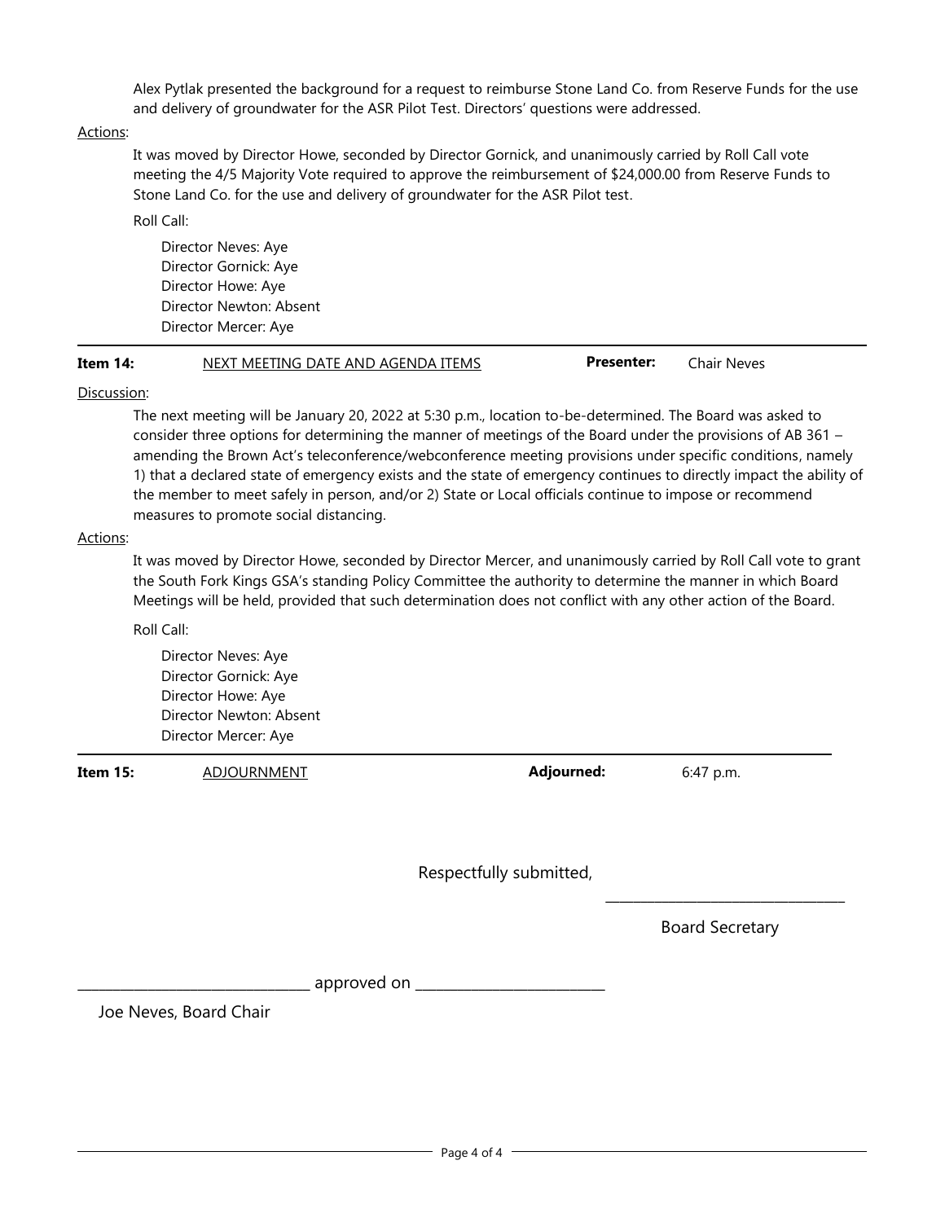Alex Pytlak presented the background for a request to reimburse Stone Land Co. from Reserve Funds for the use and delivery of groundwater for the ASR Pilot Test. Directors' questions were addressed.

Actions:

It was moved by Director Howe, seconded by Director Gornick, and unanimously carried by Roll Call vote meeting the 4/5 Majority Vote required to approve the reimbursement of $24,000.00 from Reserve Funds to Stone Land Co. for the use and delivery of groundwater for the ASR Pilot test.

Roll Call:

Director Neves: Aye
Director Gornick: Aye
Director Howe: Aye
Director Newton: Absent
Director Mercer: Aye

**Item 14:** NEXT MEETING DATE AND AGENDA ITEMS **Presenter:** Chair Neves

Discussion:

The next meeting will be January 20, 2022 at 5:30 p.m., location to-be-determined. The Board was asked to consider three options for determining the manner of meetings of the Board under the provisions of AB 361 – amending the Brown Act's teleconference/webconference meeting provisions under specific conditions, namely 1) that a declared state of emergency exists and the state of emergency continues to directly impact the ability of the member to meet safely in person, and/or 2) State or Local officials continue to impose or recommend measures to promote social distancing.

Actions:

It was moved by Director Howe, seconded by Director Mercer, and unanimously carried by Roll Call vote to grant the South Fork Kings GSA's standing Policy Committee the authority to determine the manner in which Board Meetings will be held, provided that such determination does not conflict with any other action of the Board.

Roll Call:

Director Neves: Aye
Director Gornick: Aye
Director Howe: Aye
Director Newton: Absent
Director Mercer: Aye

**Item 15:** ADJOURNMENT **Adjourned:** 6:47 p.m.

Respectfully submitted,

\_\_\_\_\_\_\_\_\_\_\_\_\_\_\_\_\_\_\_\_\_\_\_\_\_\_\_\_\_\_

Board Secretary

\_\_\_\_\_\_\_\_\_\_\_\_\_\_\_\_\_\_\_\_\_\_\_\_\_\_\_\_\_\_ approved on \_\_\_\_\_\_\_\_\_\_\_\_\_\_\_\_\_\_\_\_\_\_\_\_

Joe Neves, Board Chair